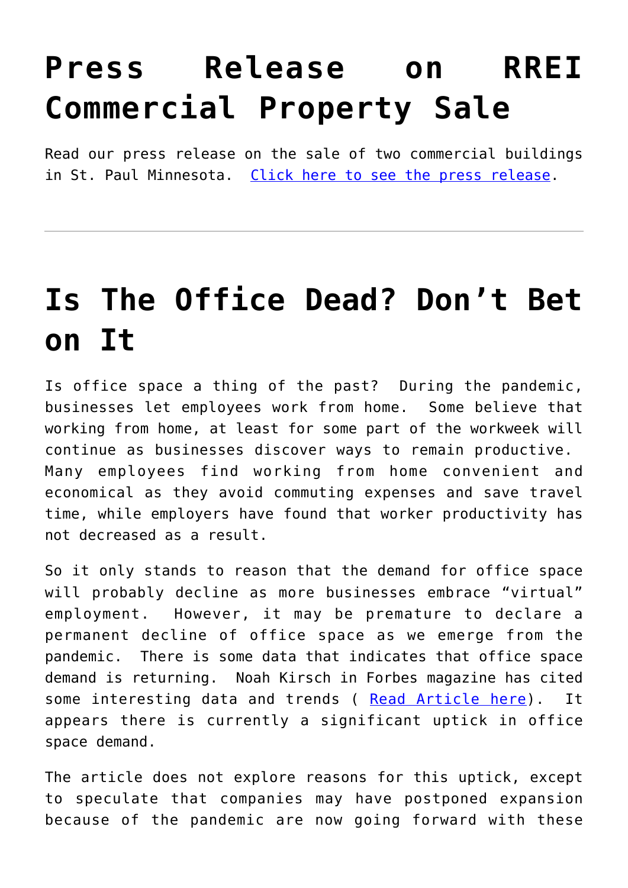# Press Release on RREI Commercial Property Sale

Read our press release on the sale of two commercial buildings in St. Paul Minnesota. [Click here to see the press release](#).

---

# Is The Office Dead? Don't Bet on It

Is office space a thing of the past? During the pandemic, businesses let employees work from home. Some believe that working from home, at least for some part of the workweek will continue as businesses discover ways to remain productive. Many employees find working from home convenient and economical as they avoid commuting expenses and save travel time, while employers have found that worker productivity has not decreased as a result.

So it only stands to reason that the demand for office space will probably decline as more businesses embrace "virtual" employment. However, it may be premature to declare a permanent decline of office space as we emerge from the pandemic. There is some data that indicates that office space demand is returning. Noah Kirsch in Forbes magazine has cited some interesting data and trends ( [Read Article here](#)). It appears there is currently a significant uptick in office space demand.

The article does not explore reasons for this uptick, except to speculate that companies may have postponed expansion because of the pandemic are now going forward with these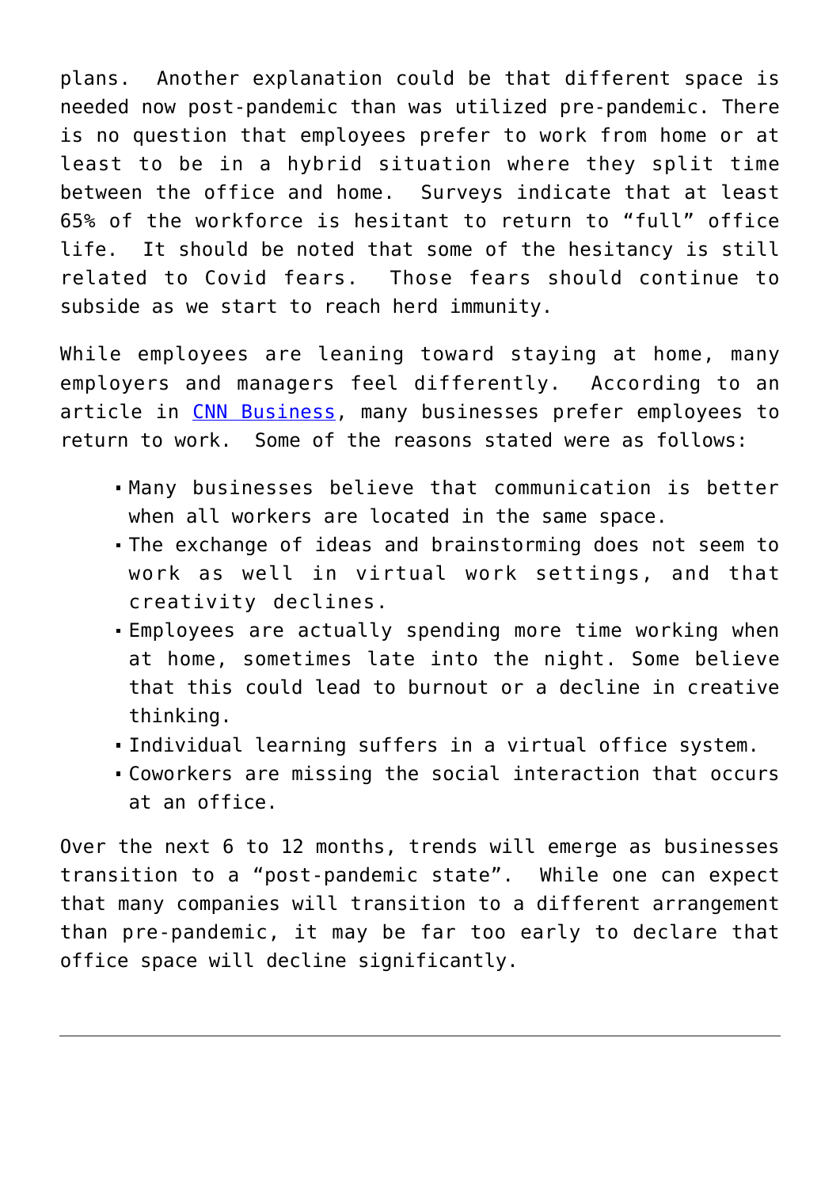plans. Another explanation could be that different space is needed now post-pandemic than was utilized pre-pandemic. There is no question that employees prefer to work from home or at least to be in a hybrid situation where they split time between the office and home. Surveys indicate that at least 65% of the workforce is hesitant to return to "full" office life. It should be noted that some of the hesitancy is still related to Covid fears. Those fears should continue to subside as we start to reach herd immunity.

While employees are leaning toward staying at home, many employers and managers feel differently. According to an article in CNN Business, many businesses prefer employees to return to work. Some of the reasons stated were as follows:

- Many businesses believe that communication is better when all workers are located in the same space.
- The exchange of ideas and brainstorming does not seem to work as well in virtual work settings, and that creativity declines.
- Employees are actually spending more time working when at home, sometimes late into the night. Some believe that this could lead to burnout or a decline in creative thinking.
- Individual learning suffers in a virtual office system.
- Coworkers are missing the social interaction that occurs at an office.

Over the next 6 to 12 months, trends will emerge as businesses transition to a "post-pandemic state". While one can expect that many companies will transition to a different arrangement than pre-pandemic, it may be far too early to declare that office space will decline significantly.

---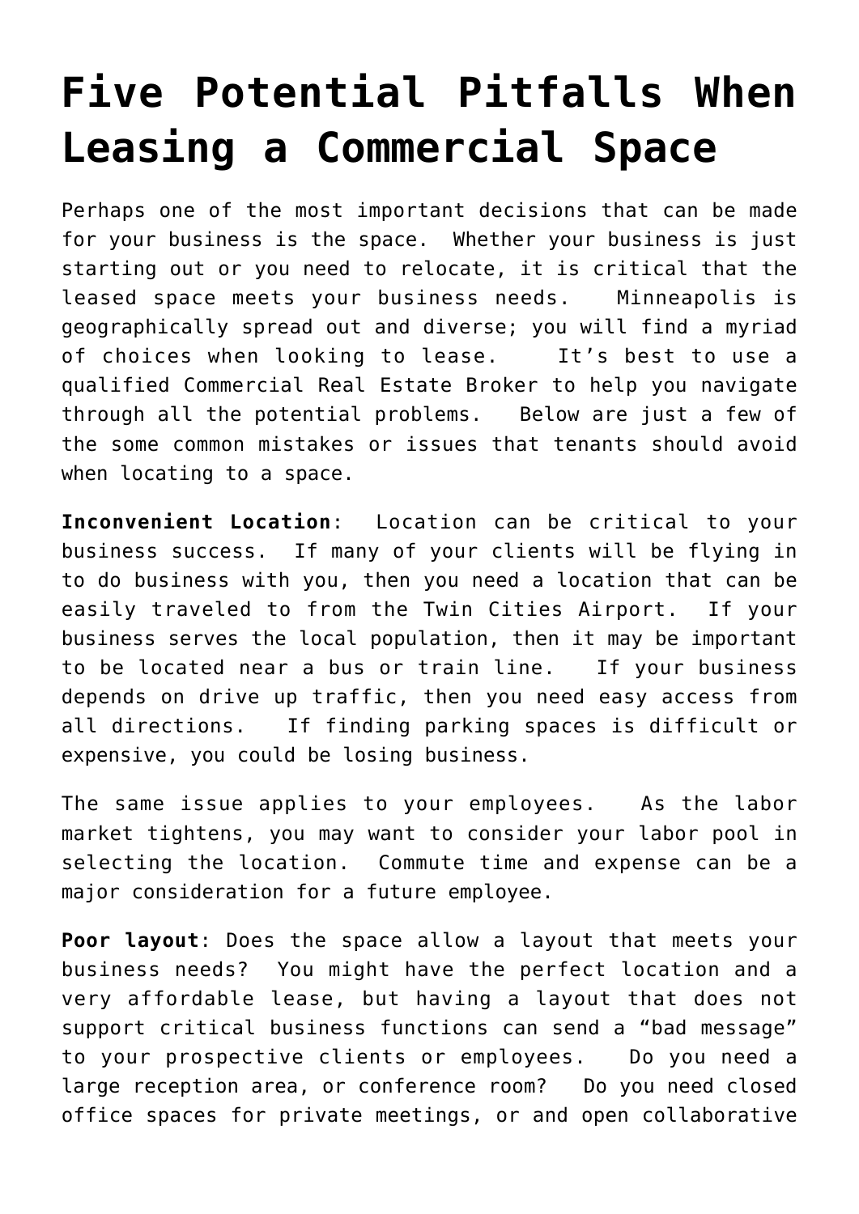# Five Potential Pitfalls When Leasing a Commercial Space

Perhaps one of the most important decisions that can be made for your business is the space. Whether your business is just starting out or you need to relocate, it is critical that the leased space meets your business needs. Minneapolis is geographically spread out and diverse; you will find a myriad of choices when looking to lease. It's best to use a qualified Commercial Real Estate Broker to help you navigate through all the potential problems. Below are just a few of the some common mistakes or issues that tenants should avoid when locating to a space.

**Inconvenient Location**: Location can be critical to your business success. If many of your clients will be flying in to do business with you, then you need a location that can be easily traveled to from the Twin Cities Airport. If your business serves the local population, then it may be important to be located near a bus or train line. If your business depends on drive up traffic, then you need easy access from all directions. If finding parking spaces is difficult or expensive, you could be losing business.

The same issue applies to your employees. As the labor market tightens, you may want to consider your labor pool in selecting the location. Commute time and expense can be a major consideration for a future employee.

**Poor layout**: Does the space allow a layout that meets your business needs? You might have the perfect location and a very affordable lease, but having a layout that does not support critical business functions can send a "bad message" to your prospective clients or employees. Do you need a large reception area, or conference room? Do you need closed office spaces for private meetings, or and open collaborative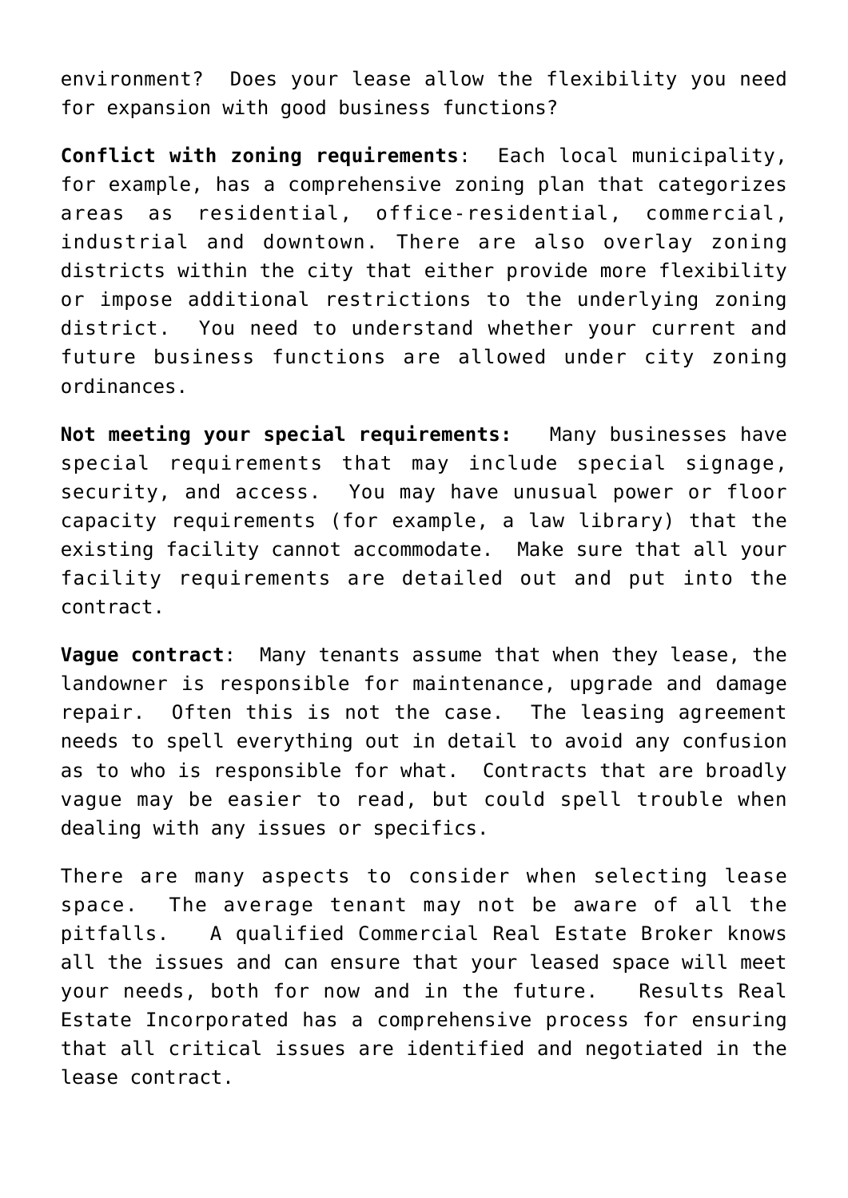environment? Does your lease allow the flexibility you need for expansion with good business functions?

**Conflict with zoning requirements**: Each local municipality, for example, has a comprehensive zoning plan that categorizes areas as residential, office-residential, commercial, industrial and downtown. There are also overlay zoning districts within the city that either provide more flexibility or impose additional restrictions to the underlying zoning district. You need to understand whether your current and future business functions are allowed under city zoning ordinances.

**Not meeting your special requirements:** Many businesses have special requirements that may include special signage, security, and access. You may have unusual power or floor capacity requirements (for example, a law library) that the existing facility cannot accommodate. Make sure that all your facility requirements are detailed out and put into the contract.

**Vague contract**: Many tenants assume that when they lease, the landowner is responsible for maintenance, upgrade and damage repair. Often this is not the case. The leasing agreement needs to spell everything out in detail to avoid any confusion as to who is responsible for what. Contracts that are broadly vague may be easier to read, but could spell trouble when dealing with any issues or specifics.

There are many aspects to consider when selecting lease space. The average tenant may not be aware of all the pitfalls. A qualified Commercial Real Estate Broker knows all the issues and can ensure that your leased space will meet your needs, both for now and in the future. Results Real Estate Incorporated has a comprehensive process for ensuring that all critical issues are identified and negotiated in the lease contract.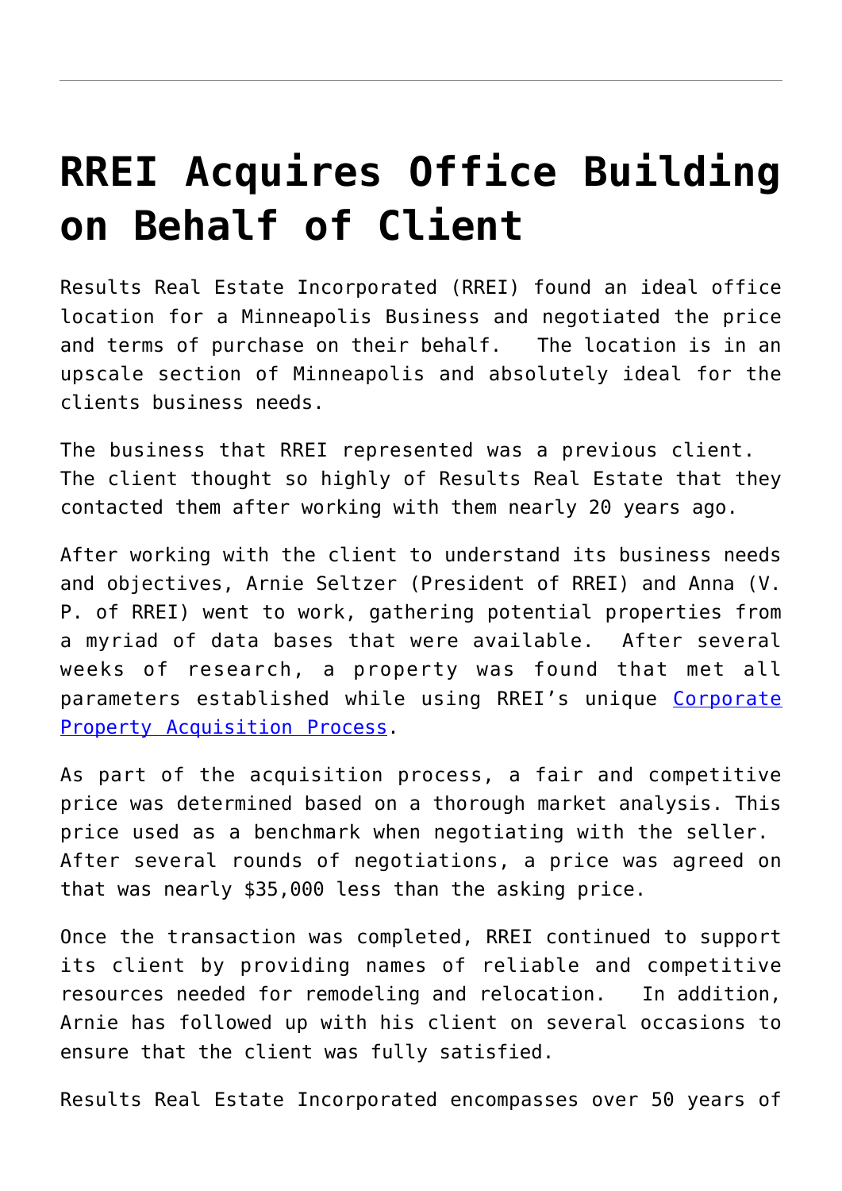# RREI Acquires Office Building on Behalf of Client

Results Real Estate Incorporated (RREI) found an ideal office location for a Minneapolis Business and negotiated the price and terms of purchase on their behalf. The location is in an upscale section of Minneapolis and absolutely ideal for the clients business needs.

The business that RREI represented was a previous client. The client thought so highly of Results Real Estate that they contacted them after working with them nearly 20 years ago.

After working with the client to understand its business needs and objectives, Arnie Seltzer (President of RREI) and Anna (V. P. of RREI) went to work, gathering potential properties from a myriad of data bases that were available. After several weeks of research, a property was found that met all parameters established while using RREI's unique [Corporate Property Acquisition Process](#).

As part of the acquisition process, a fair and competitive price was determined based on a thorough market analysis. This price used as a benchmark when negotiating with the seller. After several rounds of negotiations, a price was agreed on that was nearly $35,000 less than the asking price.

Once the transaction was completed, RREI continued to support its client by providing names of reliable and competitive resources needed for remodeling and relocation. In addition, Arnie has followed up with his client on several occasions to ensure that the client was fully satisfied.

Results Real Estate Incorporated encompasses over 50 years of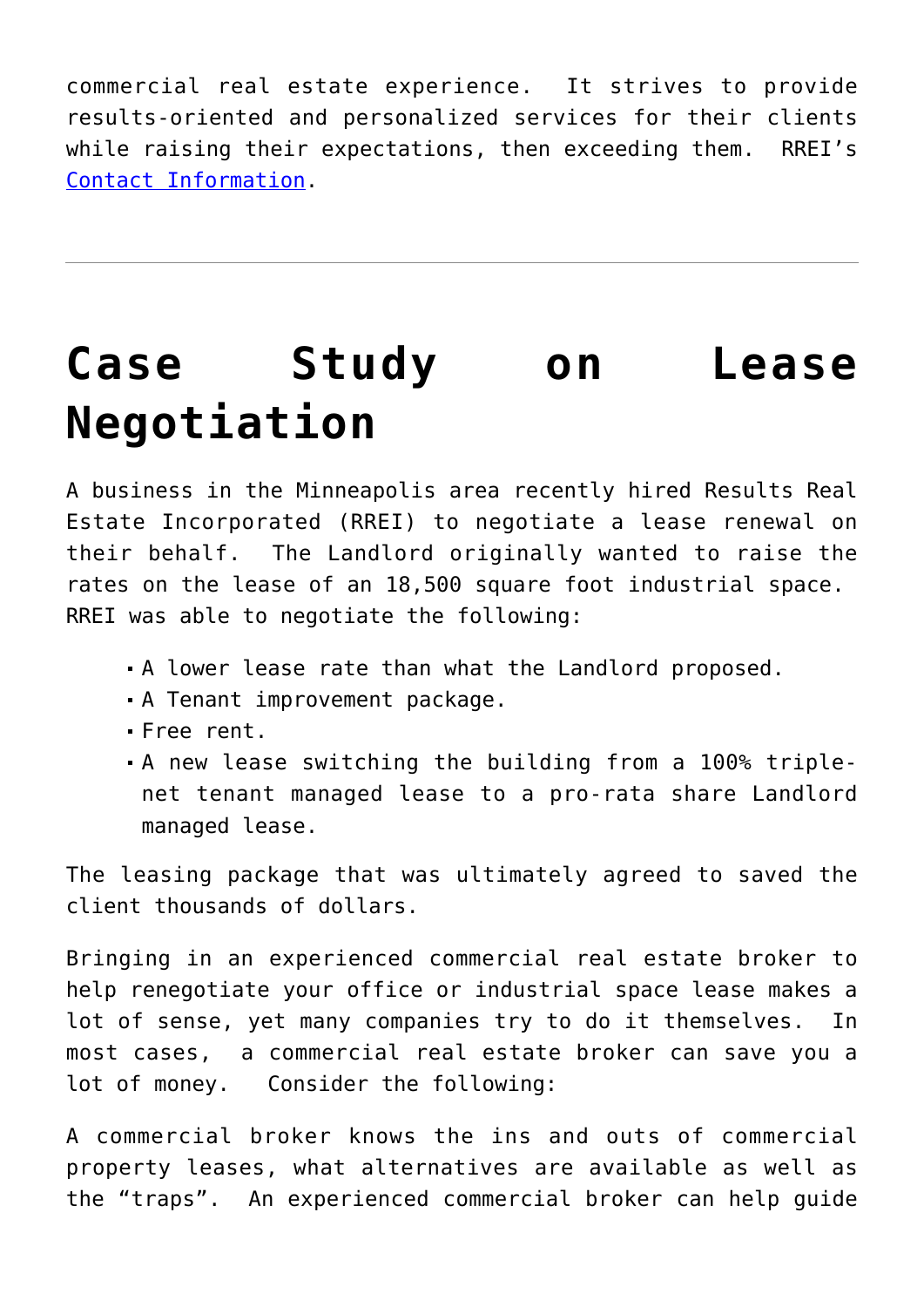commercial real estate experience. It strives to provide results-oriented and personalized services for their clients while raising their expectations, then exceeding them. RREI's [Contact Information](#).

---

# Case Study on Lease Negotiation

A business in the Minneapolis area recently hired Results Real Estate Incorporated (RREI) to negotiate a lease renewal on their behalf. The Landlord originally wanted to raise the rates on the lease of an 18,500 square foot industrial space. RREI was able to negotiate the following:

- A lower lease rate than what the Landlord proposed.
- A Tenant improvement package.
- Free rent.
- A new lease switching the building from a 100% triple-net tenant managed lease to a pro-rata share Landlord managed lease.

The leasing package that was ultimately agreed to saved the client thousands of dollars.

Bringing in an experienced commercial real estate broker to help renegotiate your office or industrial space lease makes a lot of sense, yet many companies try to do it themselves. In most cases, a commercial real estate broker can save you a lot of money. Consider the following:

A commercial broker knows the ins and outs of commercial property leases, what alternatives are available as well as the "traps". An experienced commercial broker can help guide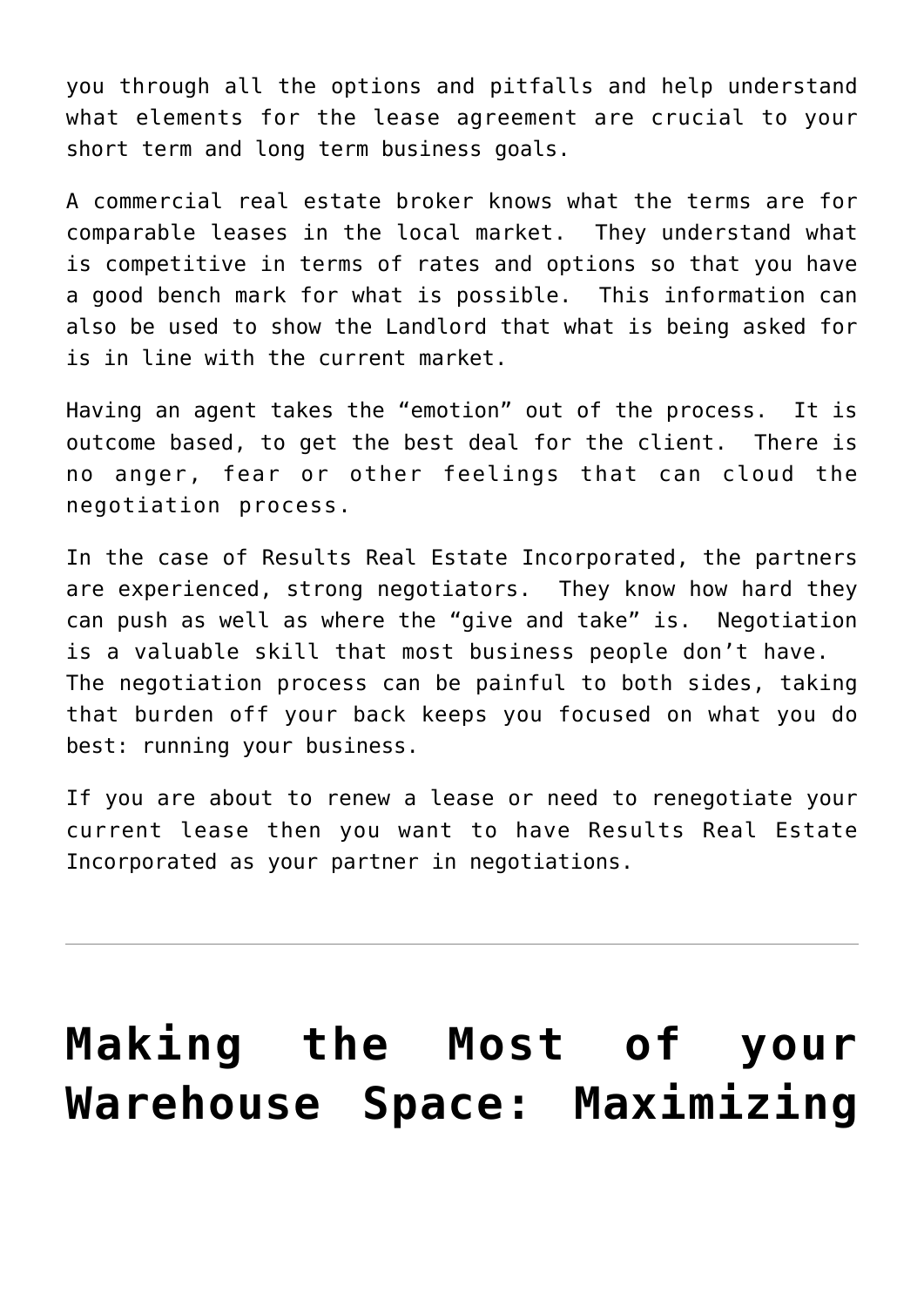you through all the options and pitfalls and help understand what elements for the lease agreement are crucial to your short term and long term business goals.

A commercial real estate broker knows what the terms are for comparable leases in the local market. They understand what is competitive in terms of rates and options so that you have a good bench mark for what is possible. This information can also be used to show the Landlord that what is being asked for is in line with the current market.

Having an agent takes the "emotion" out of the process. It is outcome based, to get the best deal for the client. There is no anger, fear or other feelings that can cloud the negotiation process.

In the case of Results Real Estate Incorporated, the partners are experienced, strong negotiators. They know how hard they can push as well as where the "give and take" is. Negotiation is a valuable skill that most business people don't have. The negotiation process can be painful to both sides, taking that burden off your back keeps you focused on what you do best: running your business.

If you are about to renew a lease or need to renegotiate your current lease then you want to have Results Real Estate Incorporated as your partner in negotiations.

---

# Making the Most of your Warehouse Space: Maximizing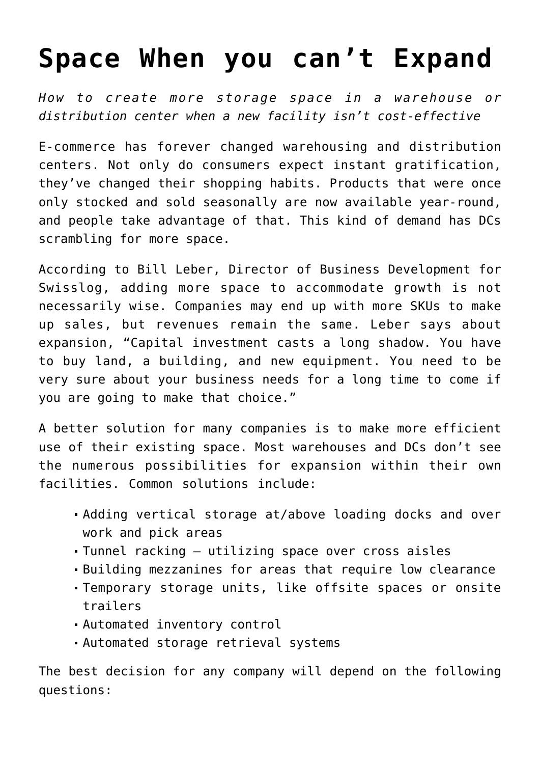# Space When you can't Expand

*How to create more storage space in a warehouse or distribution center when a new facility isn't cost-effective*

E-commerce has forever changed warehousing and distribution centers. Not only do consumers expect instant gratification, they've changed their shopping habits. Products that were once only stocked and sold seasonally are now available year-round, and people take advantage of that. This kind of demand has DCs scrambling for more space.

According to Bill Leber, Director of Business Development for Swisslog, adding more space to accommodate growth is not necessarily wise. Companies may end up with more SKUs to make up sales, but revenues remain the same. Leber says about expansion, "Capital investment casts a long shadow. You have to buy land, a building, and new equipment. You need to be very sure about your business needs for a long time to come if you are going to make that choice."

A better solution for many companies is to make more efficient use of their existing space. Most warehouses and DCs don't see the numerous possibilities for expansion within their own facilities. Common solutions include:

- Adding vertical storage at/above loading docks and over work and pick areas
- Tunnel racking – utilizing space over cross aisles
- Building mezzanines for areas that require low clearance
- Temporary storage units, like offsite spaces or onsite trailers
- Automated inventory control
- Automated storage retrieval systems

The best decision for any company will depend on the following questions: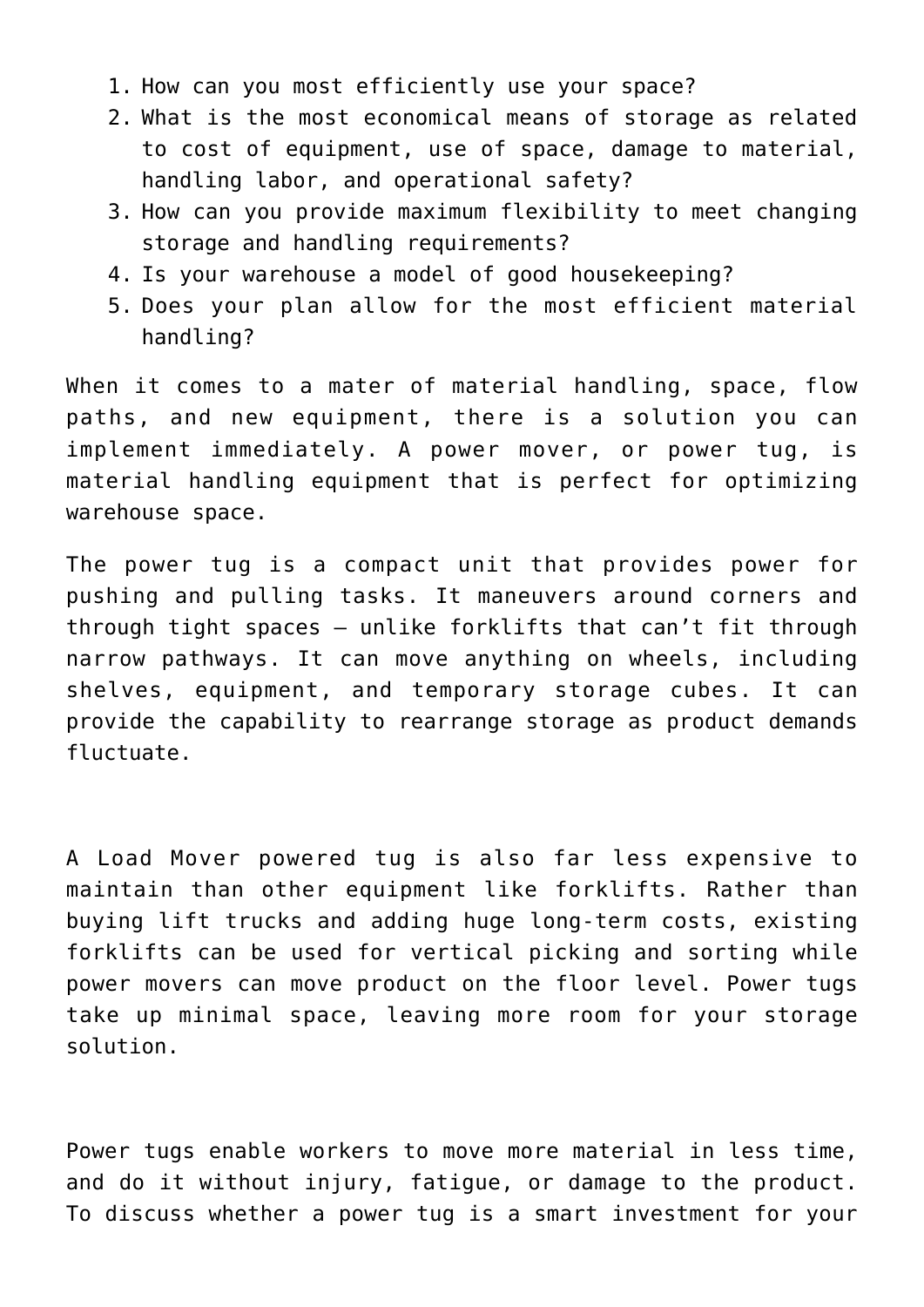1. How can you most efficiently use your space?
2. What is the most economical means of storage as related to cost of equipment, use of space, damage to material, handling labor, and operational safety?
3. How can you provide maximum flexibility to meet changing storage and handling requirements?
4. Is your warehouse a model of good housekeeping?
5. Does your plan allow for the most efficient material handling?

When it comes to a mater of material handling, space, flow paths, and new equipment, there is a solution you can implement immediately. A power mover, or power tug, is material handling equipment that is perfect for optimizing warehouse space.

The power tug is a compact unit that provides power for pushing and pulling tasks. It maneuvers around corners and through tight spaces – unlike forklifts that can't fit through narrow pathways. It can move anything on wheels, including shelves, equipment, and temporary storage cubes. It can provide the capability to rearrange storage as product demands fluctuate.

A Load Mover powered tug is also far less expensive to maintain than other equipment like forklifts. Rather than buying lift trucks and adding huge long-term costs, existing forklifts can be used for vertical picking and sorting while power movers can move product on the floor level. Power tugs take up minimal space, leaving more room for your storage solution.

Power tugs enable workers to move more material in less time, and do it without injury, fatigue, or damage to the product. To discuss whether a power tug is a smart investment for your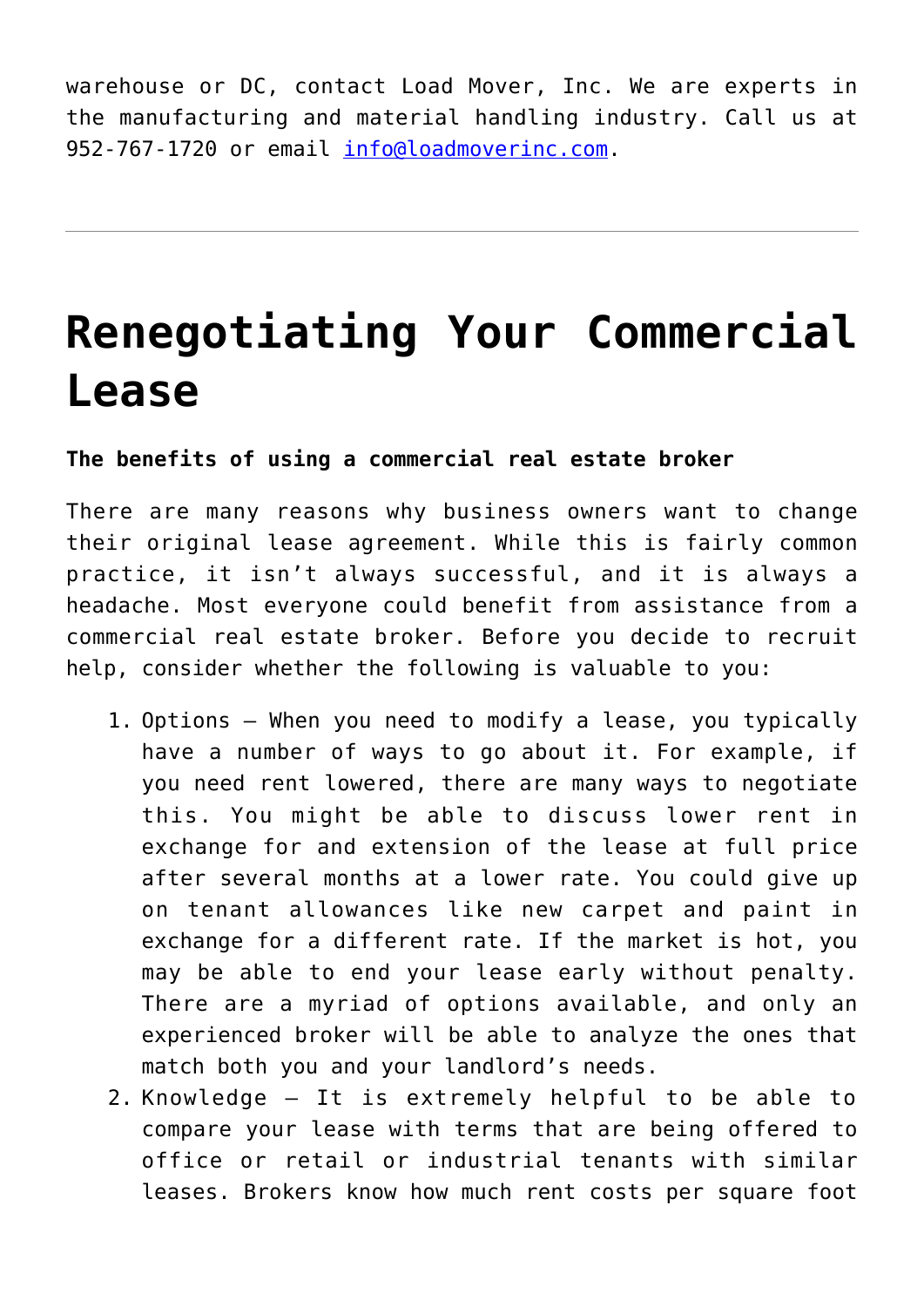warehouse or DC, contact Load Mover, Inc. We are experts in the manufacturing and material handling industry. Call us at 952-767-1720 or email [info@loadmoverinc.com](mailto:info@loadmoverinc.com).

---

# Renegotiating Your Commercial Lease

**The benefits of using a commercial real estate broker**

There are many reasons why business owners want to change their original lease agreement. While this is fairly common practice, it isn't always successful, and it is always a headache. Most everyone could benefit from assistance from a commercial real estate broker. Before you decide to recruit help, consider whether the following is valuable to you:

1. Options – When you need to modify a lease, you typically have a number of ways to go about it. For example, if you need rent lowered, there are many ways to negotiate this. You might be able to discuss lower rent in exchange for and extension of the lease at full price after several months at a lower rate. You could give up on tenant allowances like new carpet and paint in exchange for a different rate. If the market is hot, you may be able to end your lease early without penalty. There are a myriad of options available, and only an experienced broker will be able to analyze the ones that match both you and your landlord's needs.
2. Knowledge – It is extremely helpful to be able to compare your lease with terms that are being offered to office or retail or industrial tenants with similar leases. Brokers know how much rent costs per square foot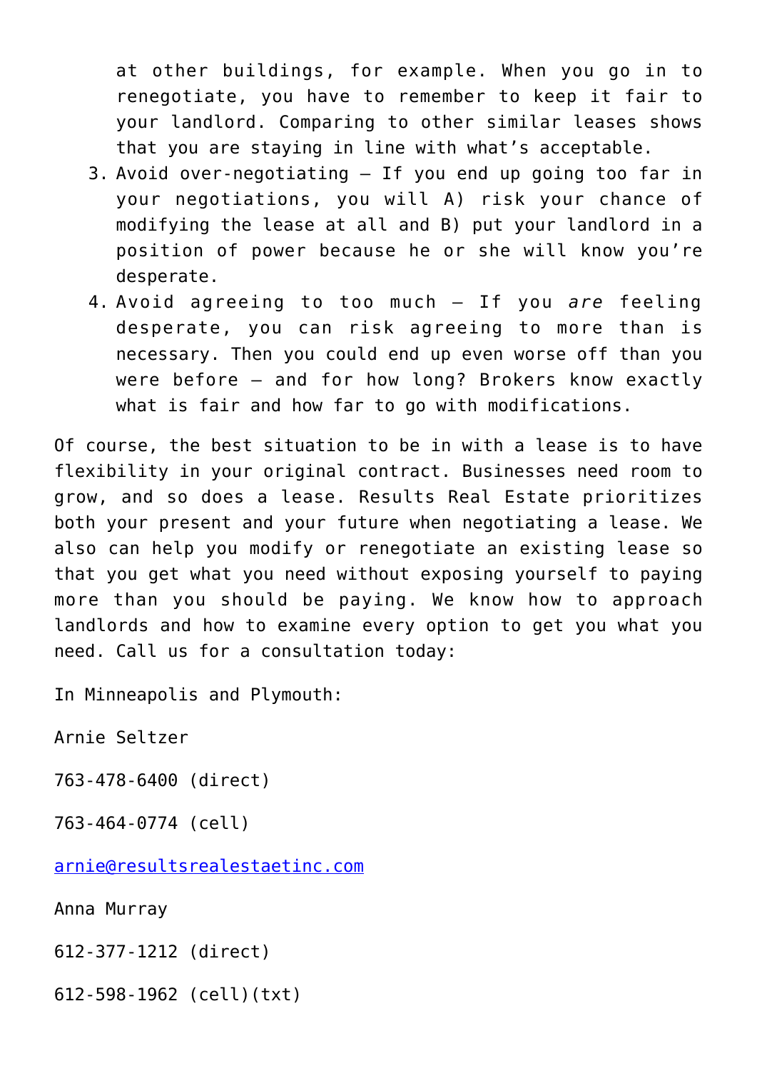at other buildings, for example. When you go in to renegotiate, you have to remember to keep it fair to your landlord. Comparing to other similar leases shows that you are staying in line with what's acceptable.

3. Avoid over-negotiating – If you end up going too far in your negotiations, you will A) risk your chance of modifying the lease at all and B) put your landlord in a position of power because he or she will know you're desperate.
4. Avoid agreeing to too much – If you *are* feeling desperate, you can risk agreeing to more than is necessary. Then you could end up even worse off than you were before – and for how long? Brokers know exactly what is fair and how far to go with modifications.

Of course, the best situation to be in with a lease is to have flexibility in your original contract. Businesses need room to grow, and so does a lease. Results Real Estate prioritizes both your present and your future when negotiating a lease. We also can help you modify or renegotiate an existing lease so that you get what you need without exposing yourself to paying more than you should be paying. We know how to approach landlords and how to examine every option to get you what you need. Call us for a consultation today:

In Minneapolis and Plymouth:

Arnie Seltzer

763-478-6400 (direct)

763-464-0774 (cell)

arnie@resultsrealestaetinc.com

Anna Murray

612-377-1212 (direct)

612-598-1962 (cell)(txt)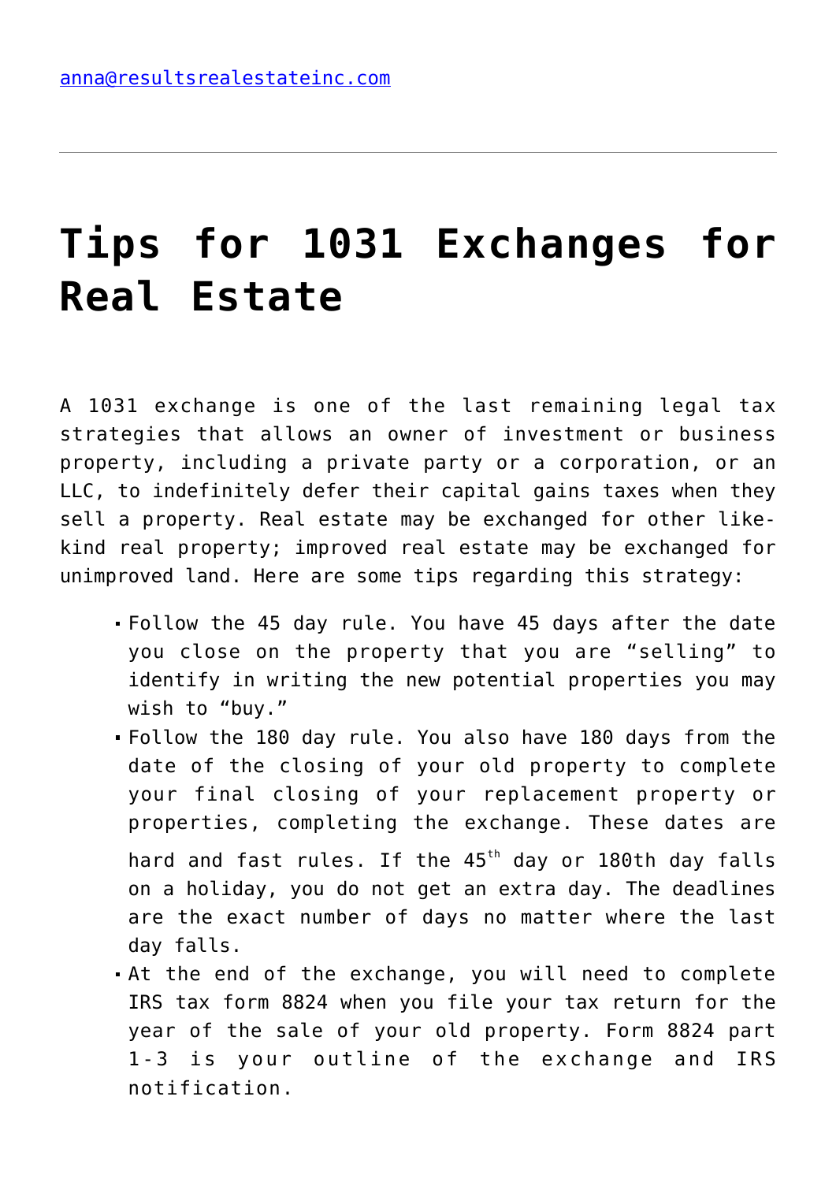anna@resultsrealestateinc.com

---

# Tips for 1031 Exchanges for Real Estate

A 1031 exchange is one of the last remaining legal tax strategies that allows an owner of investment or business property, including a private party or a corporation, or an LLC, to indefinitely defer their capital gains taxes when they sell a property. Real estate may be exchanged for other like-kind real property; improved real estate may be exchanged for unimproved land. Here are some tips regarding this strategy:

- Follow the 45 day rule. You have 45 days after the date you close on the property that you are "selling" to identify in writing the new potential properties you may wish to "buy."
- Follow the 180 day rule. You also have 180 days from the date of the closing of your old property to complete your final closing of your replacement property or properties, completing the exchange. These dates are hard and fast rules. If the 45th day or 180th day falls on a holiday, you do not get an extra day. The deadlines are the exact number of days no matter where the last day falls.
- At the end of the exchange, you will need to complete IRS tax form 8824 when you file your tax return for the year of the sale of your old property. Form 8824 part 1-3 is your outline of the exchange and IRS notification.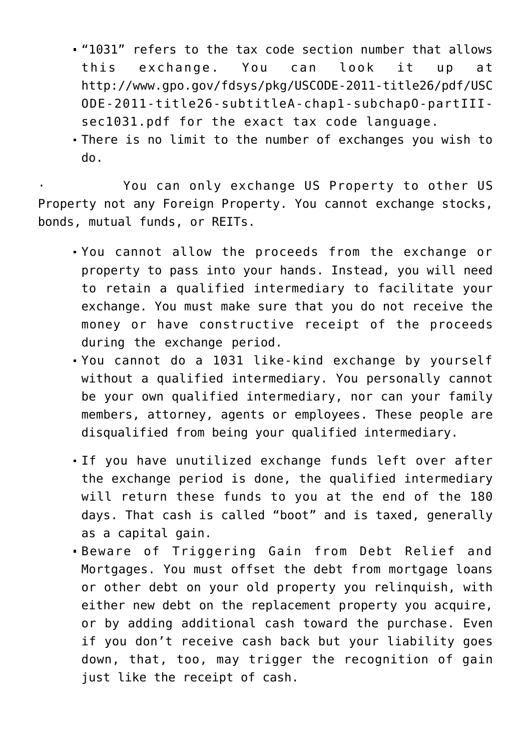- "1031" refers to the tax code section number that allows this exchange. You can look it up at http://www.gpo.gov/fdsys/pkg/USCODE-2011-title26/pdf/USCODE-2011-title26-subtitleA-chap1-subchapO-partIII-sec1031.pdf for the exact tax code language.
- There is no limit to the number of exchanges you wish to do.

· You can only exchange US Property to other US Property not any Foreign Property. You cannot exchange stocks, bonds, mutual funds, or REITs.

- You cannot allow the proceeds from the exchange or property to pass into your hands. Instead, you will need to retain a qualified intermediary to facilitate your exchange. You must make sure that you do not receive the money or have constructive receipt of the proceeds during the exchange period.
- You cannot do a 1031 like-kind exchange by yourself without a qualified intermediary. You personally cannot be your own qualified intermediary, nor can your family members, attorney, agents or employees. These people are disqualified from being your qualified intermediary.
- If you have unutilized exchange funds left over after the exchange period is done, the qualified intermediary will return these funds to you at the end of the 180 days. That cash is called "boot" and is taxed, generally as a capital gain.
- Beware of Triggering Gain from Debt Relief and Mortgages. You must offset the debt from mortgage loans or other debt on your old property you relinquish, with either new debt on the replacement property you acquire, or by adding additional cash toward the purchase. Even if you don't receive cash back but your liability goes down, that, too, may trigger the recognition of gain just like the receipt of cash.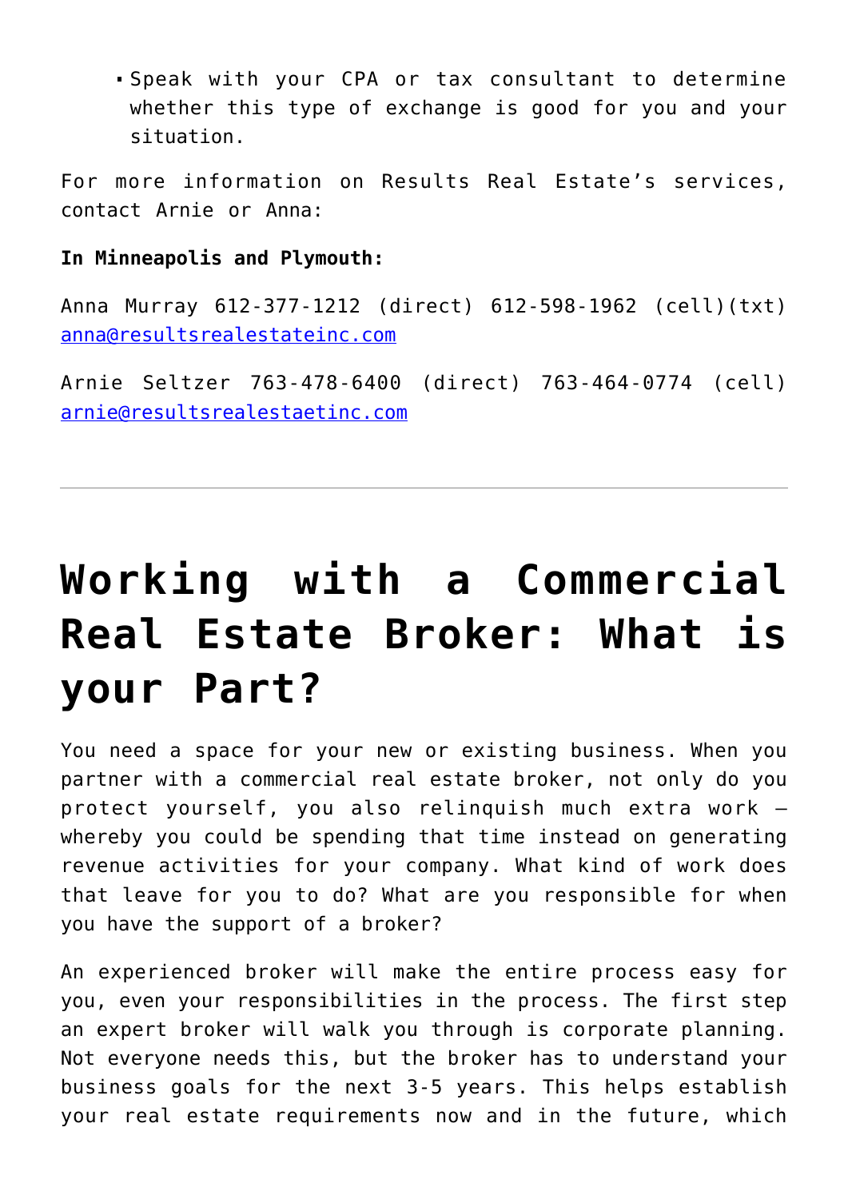- Speak with your CPA or tax consultant to determine whether this type of exchange is good for you and your situation.

For more information on Results Real Estate's services, contact Arnie or Anna:

**In Minneapolis and Plymouth:**

Anna Murray 612-377-1212 (direct) 612-598-1962 (cell)(txt) anna@resultsrealestateinc.com

Arnie Seltzer 763-478-6400 (direct) 763-464-0774 (cell) arnie@resultsrealestaetinc.com

---

# Working with a Commercial Real Estate Broker: What is your Part?

You need a space for your new or existing business. When you partner with a commercial real estate broker, not only do you protect yourself, you also relinquish much extra work – whereby you could be spending that time instead on generating revenue activities for your company. What kind of work does that leave for you to do? What are you responsible for when you have the support of a broker?

An experienced broker will make the entire process easy for you, even your responsibilities in the process. The first step an expert broker will walk you through is corporate planning. Not everyone needs this, but the broker has to understand your business goals for the next 3-5 years. This helps establish your real estate requirements now and in the future, which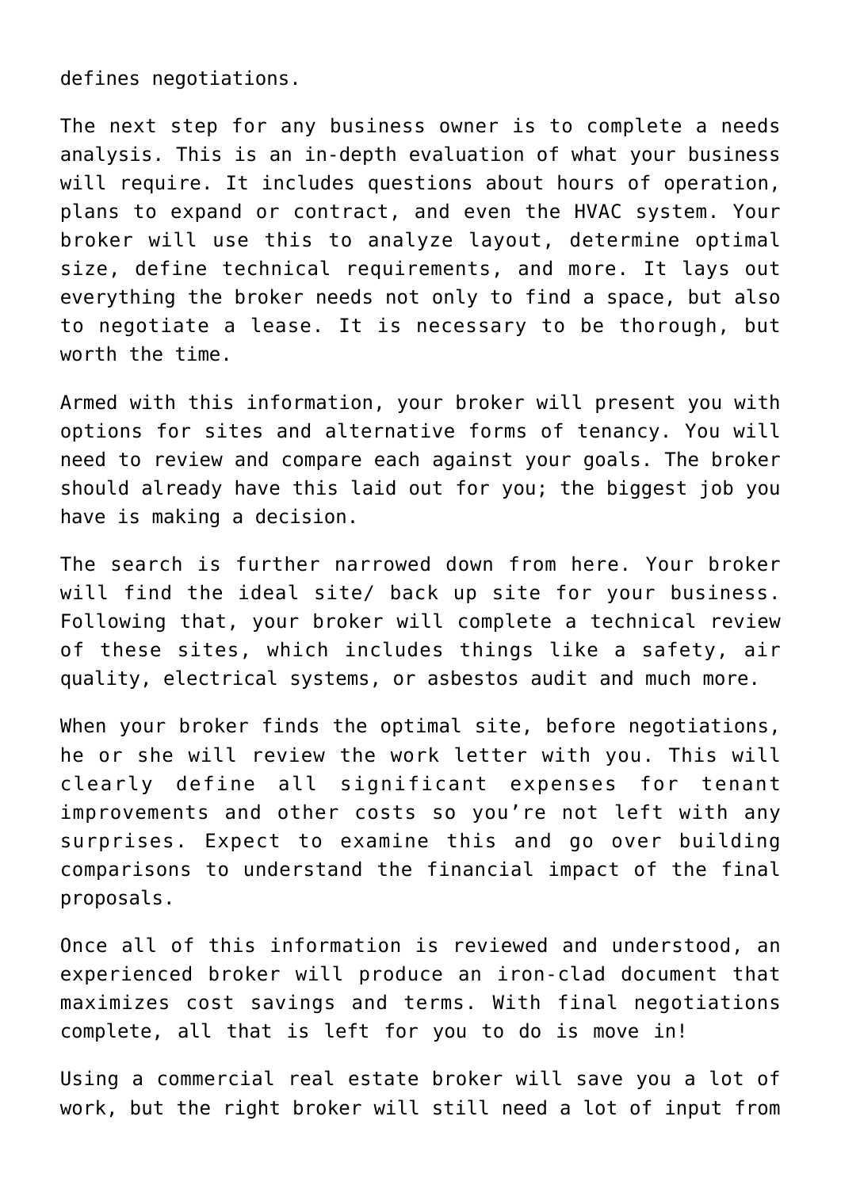defines negotiations.

The next step for any business owner is to complete a needs analysis. This is an in-depth evaluation of what your business will require. It includes questions about hours of operation, plans to expand or contract, and even the HVAC system. Your broker will use this to analyze layout, determine optimal size, define technical requirements, and more. It lays out everything the broker needs not only to find a space, but also to negotiate a lease. It is necessary to be thorough, but worth the time.

Armed with this information, your broker will present you with options for sites and alternative forms of tenancy. You will need to review and compare each against your goals. The broker should already have this laid out for you; the biggest job you have is making a decision.

The search is further narrowed down from here. Your broker will find the ideal site/ back up site for your business. Following that, your broker will complete a technical review of these sites, which includes things like a safety, air quality, electrical systems, or asbestos audit and much more.

When your broker finds the optimal site, before negotiations, he or she will review the work letter with you. This will clearly define all significant expenses for tenant improvements and other costs so you're not left with any surprises. Expect to examine this and go over building comparisons to understand the financial impact of the final proposals.

Once all of this information is reviewed and understood, an experienced broker will produce an iron-clad document that maximizes cost savings and terms. With final negotiations complete, all that is left for you to do is move in!

Using a commercial real estate broker will save you a lot of work, but the right broker will still need a lot of input from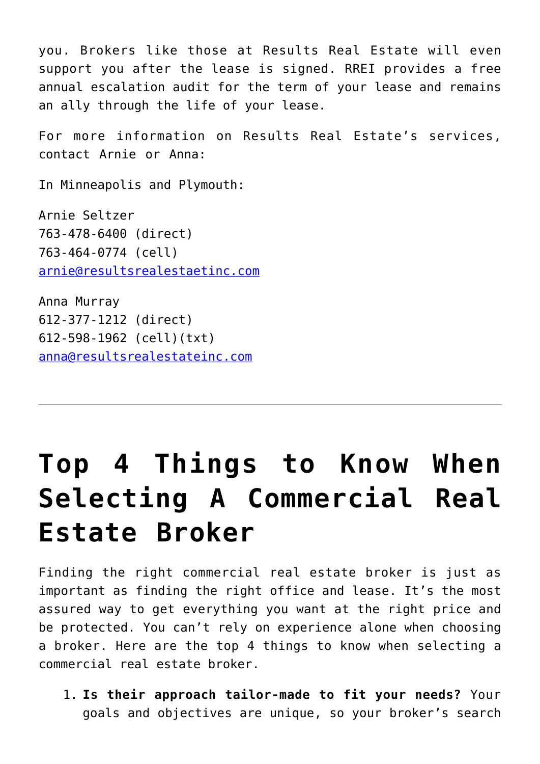you. Brokers like those at Results Real Estate will even support you after the lease is signed. RREI provides a free annual escalation audit for the term of your lease and remains an ally through the life of your lease.

For more information on Results Real Estate's services, contact Arnie or Anna:

In Minneapolis and Plymouth:

Arnie Seltzer
763-478-6400 (direct)
763-464-0774 (cell)
arnie@resultsrealestaetinc.com

Anna Murray
612-377-1212 (direct)
612-598-1962 (cell)(txt)
anna@resultsrealestateinc.com

---

# Top 4 Things to Know When Selecting A Commercial Real Estate Broker

Finding the right commercial real estate broker is just as important as finding the right office and lease. It's the most assured way to get everything you want at the right price and be protected. You can't rely on experience alone when choosing a broker. Here are the top 4 things to know when selecting a commercial real estate broker.

1. **Is their approach tailor-made to fit your needs?** Your goals and objectives are unique, so your broker's search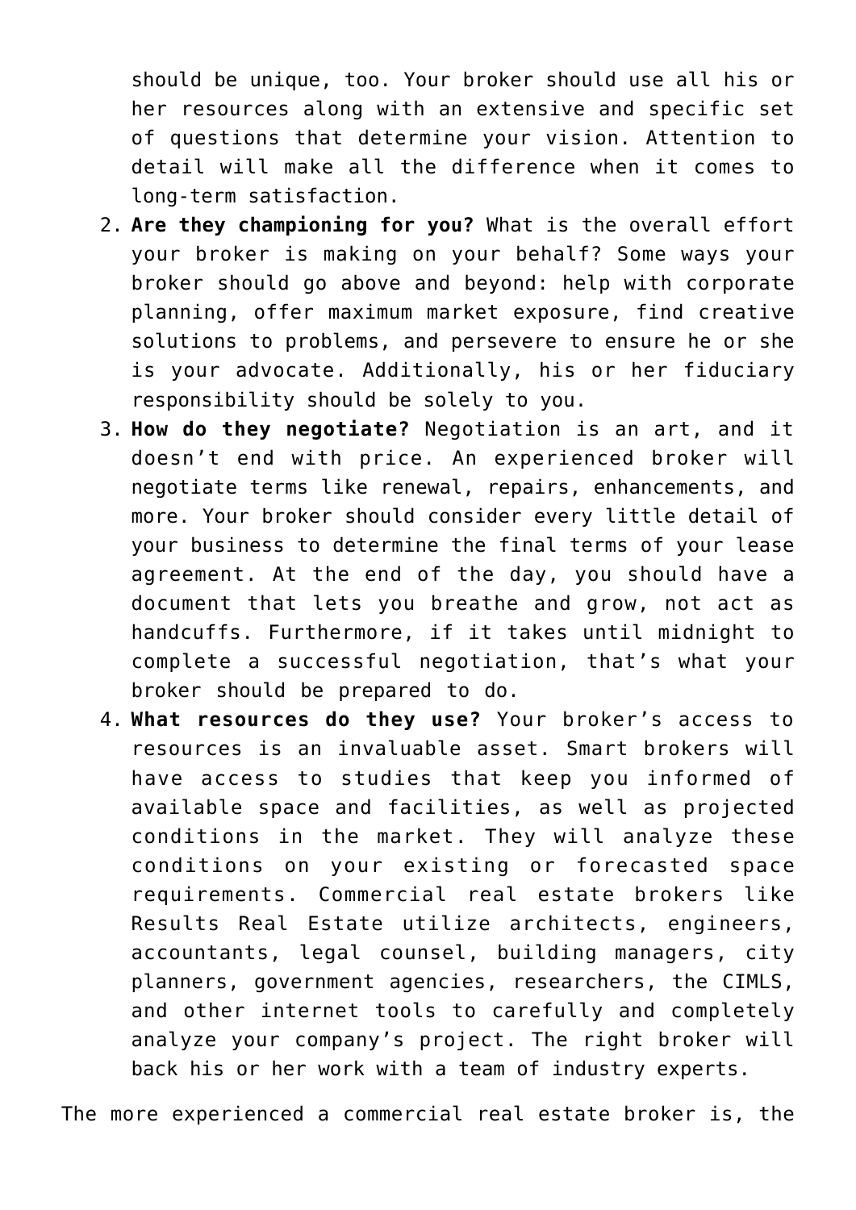should be unique, too. Your broker should use all his or her resources along with an extensive and specific set of questions that determine your vision. Attention to detail will make all the difference when it comes to long-term satisfaction.

2. **Are they championing for you?** What is the overall effort your broker is making on your behalf? Some ways your broker should go above and beyond: help with corporate planning, offer maximum market exposure, find creative solutions to problems, and persevere to ensure he or she is your advocate. Additionally, his or her fiduciary responsibility should be solely to you.
3. **How do they negotiate?** Negotiation is an art, and it doesn't end with price. An experienced broker will negotiate terms like renewal, repairs, enhancements, and more. Your broker should consider every little detail of your business to determine the final terms of your lease agreement. At the end of the day, you should have a document that lets you breathe and grow, not act as handcuffs. Furthermore, if it takes until midnight to complete a successful negotiation, that's what your broker should be prepared to do.
4. **What resources do they use?** Your broker's access to resources is an invaluable asset. Smart brokers will have access to studies that keep you informed of available space and facilities, as well as projected conditions in the market. They will analyze these conditions on your existing or forecasted space requirements. Commercial real estate brokers like Results Real Estate utilize architects, engineers, accountants, legal counsel, building managers, city planners, government agencies, researchers, the CIMLS, and other internet tools to carefully and completely analyze your company's project. The right broker will back his or her work with a team of industry experts.

The more experienced a commercial real estate broker is, the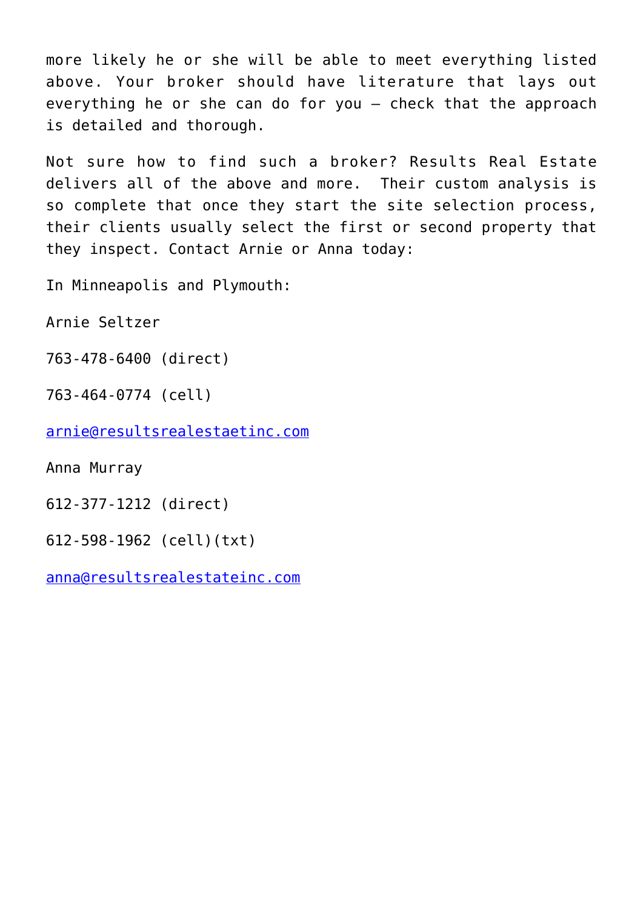more likely he or she will be able to meet everything listed above. Your broker should have literature that lays out everything he or she can do for you – check that the approach is detailed and thorough.

Not sure how to find such a broker? Results Real Estate delivers all of the above and more. Their custom analysis is so complete that once they start the site selection process, their clients usually select the first or second property that they inspect. Contact Arnie or Anna today:

In Minneapolis and Plymouth:

Arnie Seltzer

763-478-6400 (direct)

763-464-0774 (cell)

arnie@resultsrealestaetinc.com

Anna Murray

612-377-1212 (direct)

612-598-1962 (cell)(txt)

anna@resultsrealestateinc.com